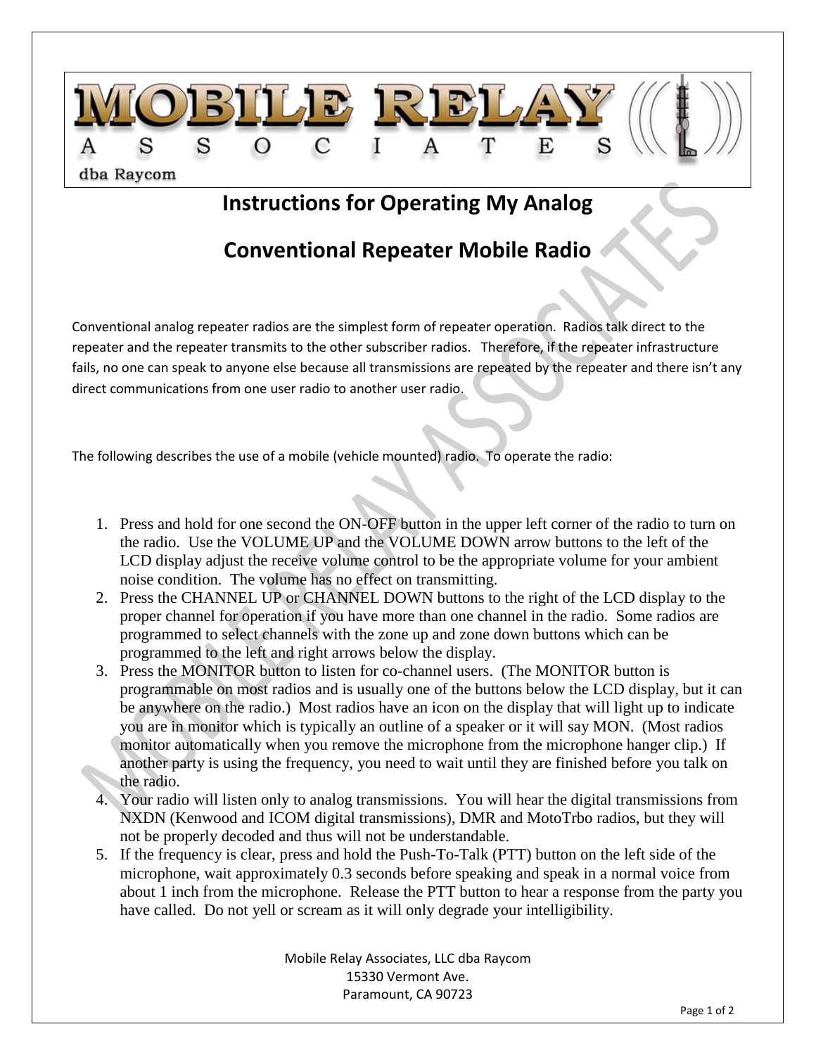MOBILE RELAY ASSOCIATES

dba Raycom

# Instructions for Operating My Analog Conventional Repeater Mobile Radio

Conventional analog repeater radios are the simplest form of repeater operation. Radios talk direct to the repeater and the repeater transmits to the other subscriber radios. Therefore, if the repeater infrastructure fails, no one can speak to anyone else because all transmissions are repeated by the repeater and there isn't any direct communications from one user radio to another user radio.

The following describes the use of a mobile (vehicle mounted) radio. To operate the radio:

1. Press and hold for one second the ON-OFF button in the upper left corner of the radio to turn on the radio. Use the VOLUME UP and the VOLUME DOWN arrow buttons to the left of the LCD display adjust the receive volume control to be the appropriate volume for your ambient noise condition. The volume has no effect on transmitting.
2. Press the CHANNEL UP or CHANNEL DOWN buttons to the right of the LCD display to the proper channel for operation if you have more than one channel in the radio. Some radios are programmed to select channels with the zone up and zone down buttons which can be programmed to the left and right arrows below the display.
3. Press the MONITOR button to listen for co-channel users. (The MONITOR button is programmable on most radios and is usually one of the buttons below the LCD display, but it can be anywhere on the radio.) Most radios have an icon on the display that will light up to indicate you are in monitor which is typically an outline of a speaker or it will say MON. (Most radios monitor automatically when you remove the microphone from the microphone hanger clip.) If another party is using the frequency, you need to wait until they are finished before you talk on the radio.
4. Your radio will listen only to analog transmissions. You will hear the digital transmissions from NXDN (Kenwood and ICOM digital transmissions), DMR and MotoTrbo radios, but they will not be properly decoded and thus will not be understandable.
5. If the frequency is clear, press and hold the Push-To-Talk (PTT) button on the left side of the microphone, wait approximately 0.3 seconds before speaking and speak in a normal voice from about 1 inch from the microphone. Release the PTT button to hear a response from the party you have called. Do not yell or scream as it will only degrade your intelligibility.

Mobile Relay Associates, LLC dba Raycom
15330 Vermont Ave.
Paramount, CA 90723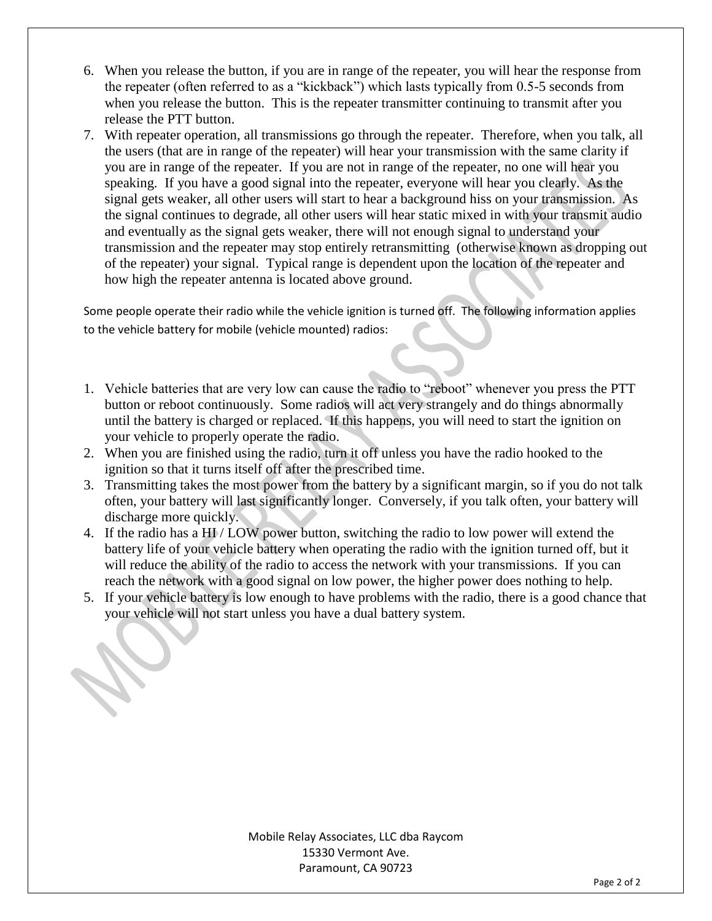6. When you release the button, if you are in range of the repeater, you will hear the response from the repeater (often referred to as a "kickback") which lasts typically from 0.5-5 seconds from when you release the button. This is the repeater transmitter continuing to transmit after you release the PTT button.
7. With repeater operation, all transmissions go through the repeater. Therefore, when you talk, all the users (that are in range of the repeater) will hear your transmission with the same clarity if you are in range of the repeater. If you are not in range of the repeater, no one will hear you speaking. If you have a good signal into the repeater, everyone will hear you clearly. As the signal gets weaker, all other users will start to hear a background hiss on your transmission. As the signal continues to degrade, all other users will hear static mixed in with your transmit audio and eventually as the signal gets weaker, there will not enough signal to understand your transmission and the repeater may stop entirely retransmitting (otherwise known as dropping out of the repeater) your signal. Typical range is dependent upon the location of the repeater and how high the repeater antenna is located above ground.

Some people operate their radio while the vehicle ignition is turned off. The following information applies to the vehicle battery for mobile (vehicle mounted) radios:

1. Vehicle batteries that are very low can cause the radio to "reboot" whenever you press the PTT button or reboot continuously. Some radios will act very strangely and do things abnormally until the battery is charged or replaced. If this happens, you will need to start the ignition on your vehicle to properly operate the radio.
2. When you are finished using the radio, turn it off unless you have the radio hooked to the ignition so that it turns itself off after the prescribed time.
3. Transmitting takes the most power from the battery by a significant margin, so if you do not talk often, your battery will last significantly longer. Conversely, if you talk often, your battery will discharge more quickly.
4. If the radio has a HI / LOW power button, switching the radio to low power will extend the battery life of your vehicle battery when operating the radio with the ignition turned off, but it will reduce the ability of the radio to access the network with your transmissions. If you can reach the network with a good signal on low power, the higher power does nothing to help.
5. If your vehicle battery is low enough to have problems with the radio, there is a good chance that your vehicle will not start unless you have a dual battery system.

Mobile Relay Associates, LLC dba Raycom
15330 Vermont Ave.
Paramount, CA 90723